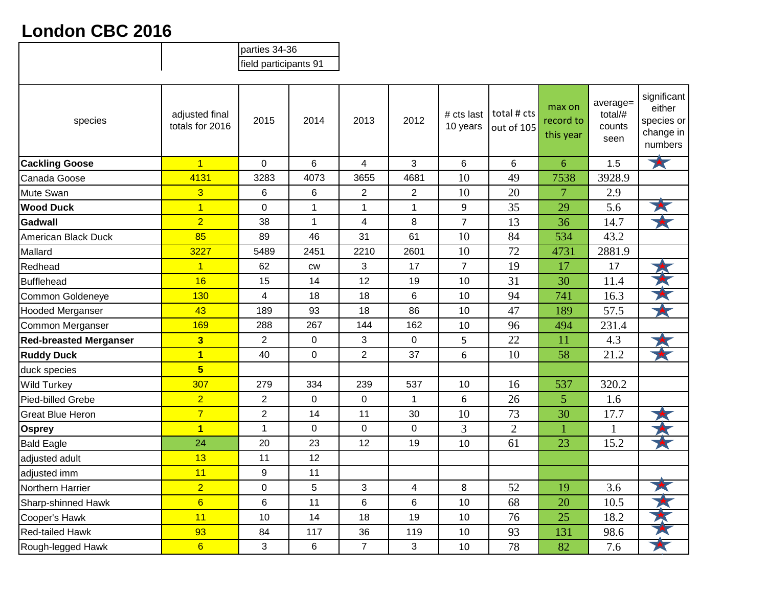# London CBC 2016

| | | parties 34-36 | | | | | | | | |
|---|---|---|---|---|---|---|---|---|---|---|
| | | field participants 91 | | | | | | | | |

| species | adjusted final totals for 2016 | 2015 | 2014 | 2013 | 2012 | # cts last 10 years | total # cts out of 105 | max on record to this year | average= total/# counts seen | significant either species or change in numbers |
|---|---|---|---|---|---|---|---|---|---|---|
| **Cackling Goose** | 1 | 0 | 6 | 4 | 3 | 6 | 6 | 6 | 1.5 | ★ |
| Canada Goose | 4131 | 3283 | 4073 | 3655 | 4681 | 10 | 49 | 7538 | 3928.9 | |
| Mute Swan | 3 | 6 | 6 | 2 | 2 | 10 | 20 | 7 | 2.9 | |
| **Wood Duck** | 1 | 0 | 1 | 1 | 1 | 9 | 35 | 29 | 5.6 | ★ |
| **Gadwall** | 2 | 38 | 1 | 4 | 8 | 7 | 13 | 36 | 14.7 | ★ |
| American Black Duck | 85 | 89 | 46 | 31 | 61 | 10 | 84 | 534 | 43.2 | |
| Mallard | 3227 | 5489 | 2451 | 2210 | 2601 | 10 | 72 | 4731 | 2881.9 | |
| Redhead | 1 | 62 | cw | 3 | 17 | 7 | 19 | 17 | 17 | ★ |
| Bufflehead | 16 | 15 | 14 | 12 | 19 | 10 | 31 | 30 | 11.4 | ★ |
| Common Goldeneye | 130 | 4 | 18 | 18 | 6 | 10 | 94 | 741 | 16.3 | ★ |
| Hooded Merganser | 43 | 189 | 93 | 18 | 86 | 10 | 47 | 189 | 57.5 | ★ |
| Common Merganser | 169 | 288 | 267 | 144 | 162 | 10 | 96 | 494 | 231.4 | |
| **Red-breasted Merganser** | **3** | 2 | 0 | 3 | 0 | 5 | 22 | 11 | 4.3 | ★ |
| **Ruddy Duck** | **1** | 40 | 0 | 2 | 37 | 6 | 10 | 58 | 21.2 | ★ |
| duck species | **5** | | | | | | | | | |
| Wild Turkey | 307 | 279 | 334 | 239 | 537 | 10 | 16 | 537 | 320.2 | |
| Pied-billed Grebe | 2 | 2 | 0 | 0 | 1 | 6 | 26 | 5 | 1.6 | |
| Great Blue Heron | 7 | 2 | 14 | 11 | 30 | 10 | 73 | 30 | 17.7 | ★ |
| **Osprey** | **1** | 1 | 0 | 0 | 0 | 3 | 2 | 1 | 1 | ★ |
| Bald Eagle | 24 | 20 | 23 | 12 | 19 | 10 | 61 | 23 | 15.2 | ★ |
| adjusted adult | 13 | 11 | 12 | | | | | | | |
| adjusted imm | 11 | 9 | 11 | | | | | | | |
| Northern Harrier | 2 | 0 | 5 | 3 | 4 | 8 | 52 | 19 | 3.6 | ★ |
| Sharp-shinned Hawk | 6 | 6 | 11 | 6 | 6 | 10 | 68 | 20 | 10.5 | ★ |
| Cooper's Hawk | 11 | 10 | 14 | 18 | 19 | 10 | 76 | 25 | 18.2 | ★ |
| Red-tailed Hawk | 93 | 84 | 117 | 36 | 119 | 10 | 93 | 131 | 98.6 | ★ |
| Rough-legged Hawk | 6 | 3 | 6 | 7 | 3 | 10 | 78 | 82 | 7.6 | ★ |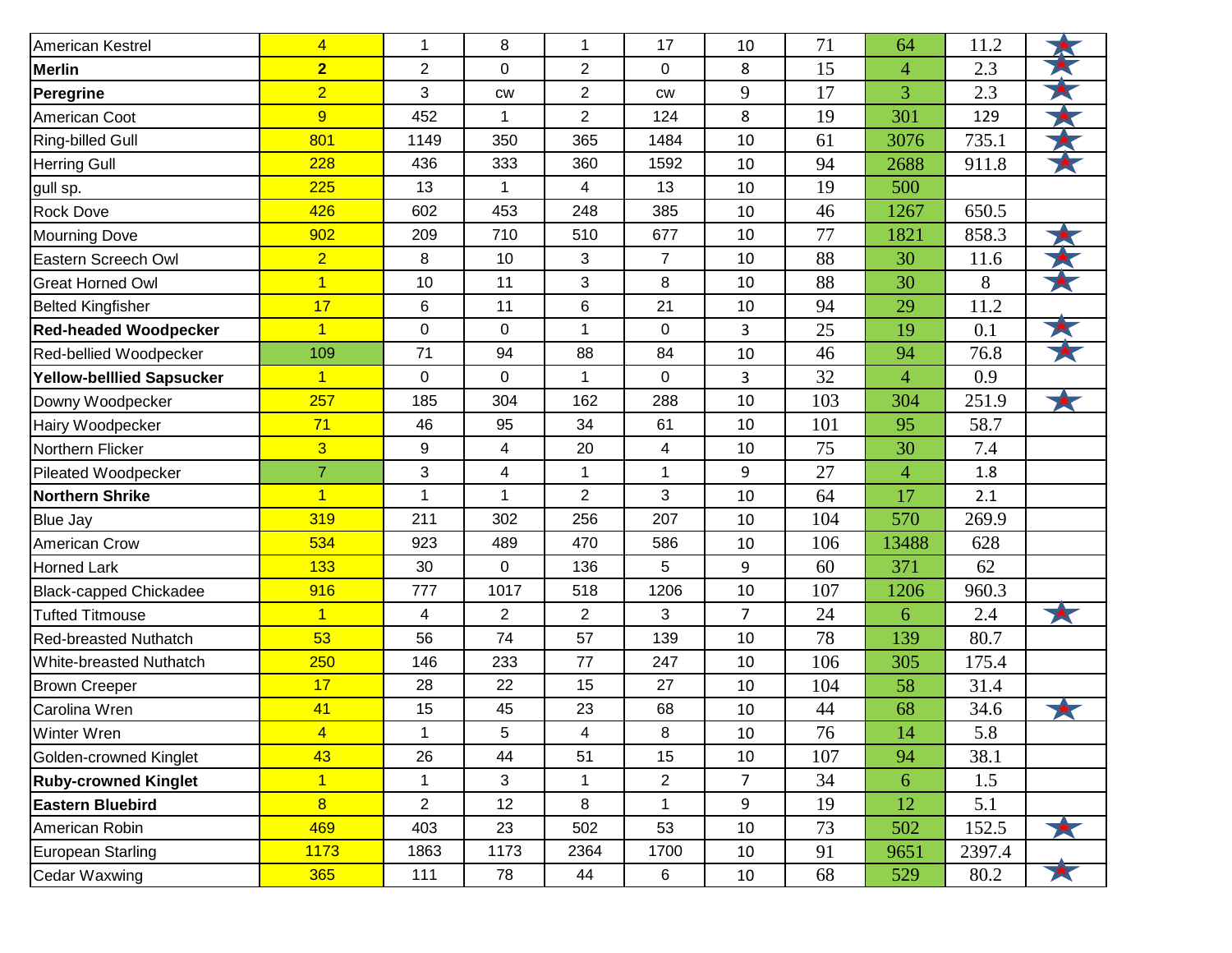| | | | | | | | | | | |
|---|---|---|---|---|---|---|---|---|---|---|
| American Kestrel | 4 | 1 | 8 | 1 | 17 | 10 | 71 | 64 | 11.2 | ★ |
| **Merlin** | **2** | 2 | 0 | 2 | 0 | 8 | 15 | 4 | 2.3 | ★ |
| **Peregrine** | 2 | 3 | cw | 2 | cw | 9 | 17 | 3 | 2.3 | ★ |
| American Coot | 9 | 452 | 1 | 2 | 124 | 8 | 19 | 301 | 129 | ★ |
| Ring-billed Gull | 801 | 1149 | 350 | 365 | 1484 | 10 | 61 | 3076 | 735.1 | ★ |
| Herring Gull | 228 | 436 | 333 | 360 | 1592 | 10 | 94 | 2688 | 911.8 | ★ |
| gull sp. | 225 | 13 | 1 | 4 | 13 | 10 | 19 | 500 | | |
| Rock Dove | 426 | 602 | 453 | 248 | 385 | 10 | 46 | 1267 | 650.5 | |
| Mourning Dove | 902 | 209 | 710 | 510 | 677 | 10 | 77 | 1821 | 858.3 | ★ |
| Eastern Screech Owl | 2 | 8 | 10 | 3 | 7 | 10 | 88 | 30 | 11.6 | ★ |
| Great Horned Owl | 1 | 10 | 11 | 3 | 8 | 10 | 88 | 30 | 8 | ★ |
| Belted Kingfisher | 17 | 6 | 11 | 6 | 21 | 10 | 94 | 29 | 11.2 | |
| **Red-headed Woodpecker** | 1 | 0 | 0 | 1 | 0 | 3 | 25 | 19 | 0.1 | ★ |
| Red-bellied Woodpecker | 109 | 71 | 94 | 88 | 84 | 10 | 46 | 94 | 76.8 | ★ |
| **Yellow-belllied Sapsucker** | 1 | 0 | 0 | 1 | 0 | 3 | 32 | 4 | 0.9 | |
| Downy Woodpecker | 257 | 185 | 304 | 162 | 288 | 10 | 103 | 304 | 251.9 | ★ |
| Hairy Woodpecker | 71 | 46 | 95 | 34 | 61 | 10 | 101 | 95 | 58.7 | |
| Northern Flicker | 3 | 9 | 4 | 20 | 4 | 10 | 75 | 30 | 7.4 | |
| Pileated Woodpecker | 7 | 3 | 4 | 1 | 1 | 9 | 27 | 4 | 1.8 | |
| **Northern Shrike** | 1 | 1 | 1 | 2 | 3 | 10 | 64 | 17 | 2.1 | |
| Blue Jay | 319 | 211 | 302 | 256 | 207 | 10 | 104 | 570 | 269.9 | |
| American Crow | 534 | 923 | 489 | 470 | 586 | 10 | 106 | 13488 | 628 | |
| Horned Lark | 133 | 30 | 0 | 136 | 5 | 9 | 60 | 371 | 62 | |
| Black-capped Chickadee | 916 | 777 | 1017 | 518 | 1206 | 10 | 107 | 1206 | 960.3 | |
| Tufted Titmouse | 1 | 4 | 2 | 2 | 3 | 7 | 24 | 6 | 2.4 | ★ |
| Red-breasted Nuthatch | 53 | 56 | 74 | 57 | 139 | 10 | 78 | 139 | 80.7 | |
| White-breasted Nuthatch | 250 | 146 | 233 | 77 | 247 | 10 | 106 | 305 | 175.4 | |
| Brown Creeper | 17 | 28 | 22 | 15 | 27 | 10 | 104 | 58 | 31.4 | |
| Carolina Wren | 41 | 15 | 45 | 23 | 68 | 10 | 44 | 68 | 34.6 | ★ |
| Winter Wren | 4 | 1 | 5 | 4 | 8 | 10 | 76 | 14 | 5.8 | |
| Golden-crowned Kinglet | 43 | 26 | 44 | 51 | 15 | 10 | 107 | 94 | 38.1 | |
| **Ruby-crowned Kinglet** | 1 | 1 | 3 | 1 | 2 | 7 | 34 | 6 | 1.5 | |
| **Eastern Bluebird** | 8 | 2 | 12 | 8 | 1 | 9 | 19 | 12 | 5.1 | |
| American Robin | 469 | 403 | 23 | 502 | 53 | 10 | 73 | 502 | 152.5 | ★ |
| European Starling | 1173 | 1863 | 1173 | 2364 | 1700 | 10 | 91 | 9651 | 2397.4 | |
| Cedar Waxwing | 365 | 111 | 78 | 44 | 6 | 10 | 68 | 529 | 80.2 | ★ |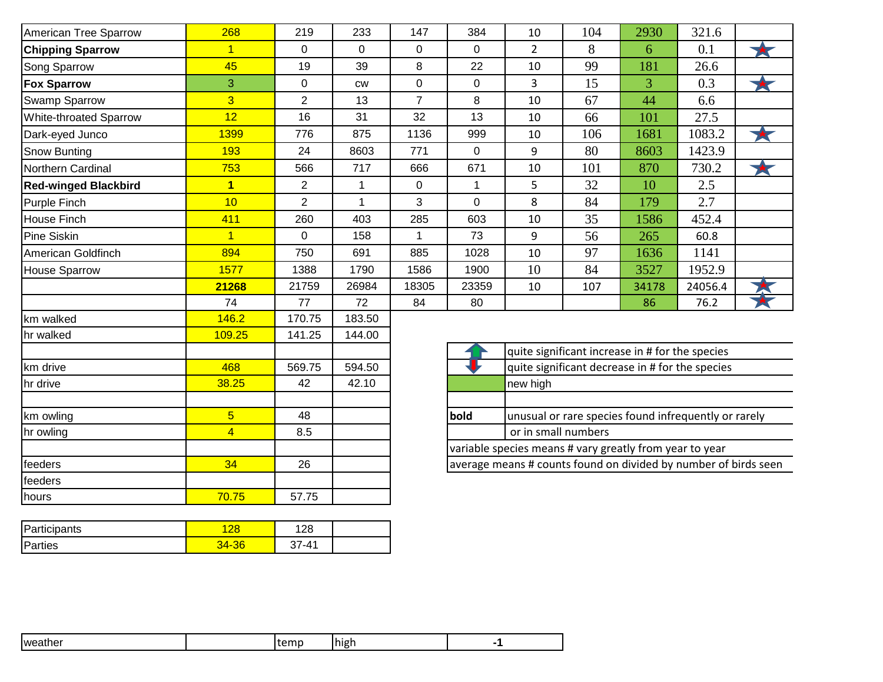| | | | | | | | | | | |
|---|---|---|---|---|---|---|---|---|---|---|
| American Tree Sparrow | 268 | 219 | 233 | 147 | 384 | 10 | 104 | 2930 | 321.6 | |
| **Chipping Sparrow** | 1 | 0 | 0 | 0 | 0 | 2 | 8 | 6 | 0.1 | ★ |
| Song Sparrow | 45 | 19 | 39 | 8 | 22 | 10 | 99 | 181 | 26.6 | |
| **Fox Sparrow** | 3 | 0 | cw | 0 | 0 | 3 | 15 | 3 | 0.3 | ★ |
| Swamp Sparrow | 3 | 2 | 13 | 7 | 8 | 10 | 67 | 44 | 6.6 | |
| White-throated Sparrow | 12 | 16 | 31 | 32 | 13 | 10 | 66 | 101 | 27.5 | |
| Dark-eyed Junco | 1399 | 776 | 875 | 1136 | 999 | 10 | 106 | 1681 | 1083.2 | ★ |
| Snow Bunting | 193 | 24 | 8603 | 771 | 0 | 9 | 80 | 8603 | 1423.9 | |
| Northern Cardinal | 753 | 566 | 717 | 666 | 671 | 10 | 101 | 870 | 730.2 | ★ |
| **Red-winged Blackbird** | **1** | 2 | 1 | 0 | 1 | 5 | 32 | 10 | 2.5 | |
| Purple Finch | 10 | 2 | 1 | 3 | 0 | 8 | 84 | 179 | 2.7 | |
| House Finch | 411 | 260 | 403 | 285 | 603 | 10 | 35 | 1586 | 452.4 | |
| Pine Siskin | 1 | 0 | 158 | 1 | 73 | 9 | 56 | 265 | 60.8 | |
| American Goldfinch | 894 | 750 | 691 | 885 | 1028 | 10 | 97 | 1636 | 1141 | |
| House Sparrow | 1577 | 1388 | 1790 | 1586 | 1900 | 10 | 84 | 3527 | 1952.9 | |
| | **21268** | 21759 | 26984 | 18305 | 23359 | 10 | 107 | 34178 | 24056.4 | ★ |
| | 74 | 77 | 72 | 84 | 80 | | | 86 | 76.2 | ★ |
| km walked | 146.2 | 170.75 | 183.50 | | | | | | | |
| hr walked | 109.25 | 141.25 | 144.00 | | | | | | | |
| | | | | | | | | | | |
| km drive | 468 | 569.75 | 594.50 | | | | | | | |
| hr drive | 38.25 | 42 | 42.10 | | | | | | | |
| | | | | | | | | | | |
| km owling | 5 | 48 | | | | | | | | |
| hr owling | 4 | 8.5 | | | | | | | | |
| | | | | | | | | | | |
| feeders | 34 | 26 | | | | | | | | |
| feeders | | | | | | | | | | |
| hours | 70.75 | 57.75 | | | | | | | | |

| | | | |
|---|---|---|---|
| Participants | 128 | 128 | |
| Parties | 34-36 | 37-41 | |

| Legend | |
|---|---|
| ↑ | quite significant increase in # for the species |
| ↓ | quite significant decrease in # for the species |
| (green) | new high |
| **bold** | unusual or rare species found infrequently or rarely or in small numbers |
| variable species means # vary greatly from year to year | |
| average means # counts found on divided by number of birds seen | |

| | | | | |
|---|---|---|---|---|
| weather | | temp | high | **-1** |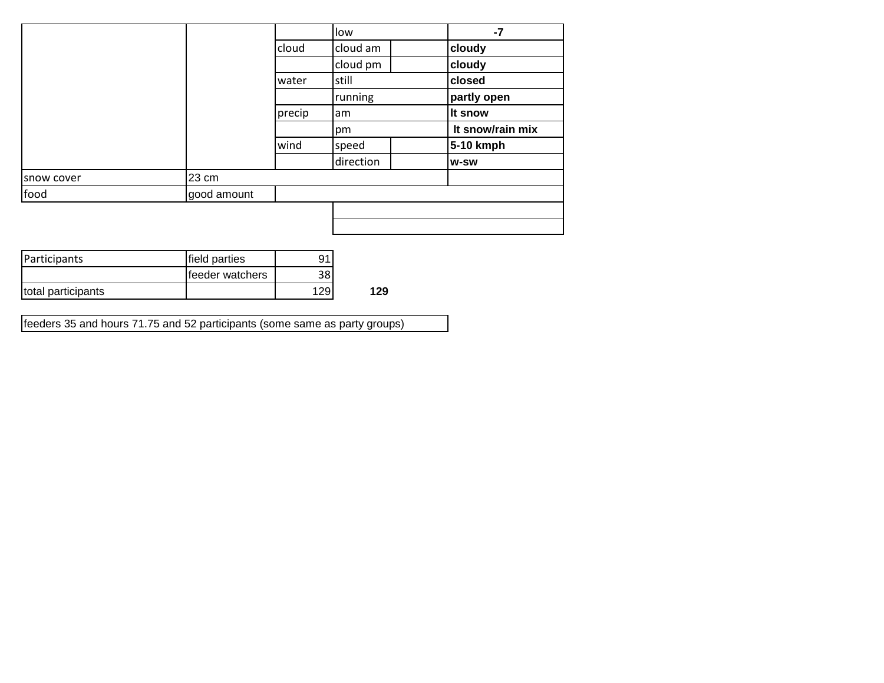| | | | | | |
|---|---|---|---|---|---|
| | | | low | | -7 |
| | | cloud | cloud am | | **cloudy** |
| | | | cloud pm | | **cloudy** |
| | | water | still | | **closed** |
| | | | running | | **partly open** |
| | | precip | am | | **lt snow** |
| | | | pm | | **lt snow/rain mix** |
| | | wind | speed | | **5-10 kmph** |
| | | | direction | | **w-sw** |
| snow cover | 23 cm | | | | |
| food | good amount | | | | |

| | | | |
|---|---|---|---|
| Participants | field parties | 91 | |
| | feeder watchers | 38 | |
| total participants | | 129 | **129** |

feeders 35 and hours 71.75 and 52 participants (some same as party groups)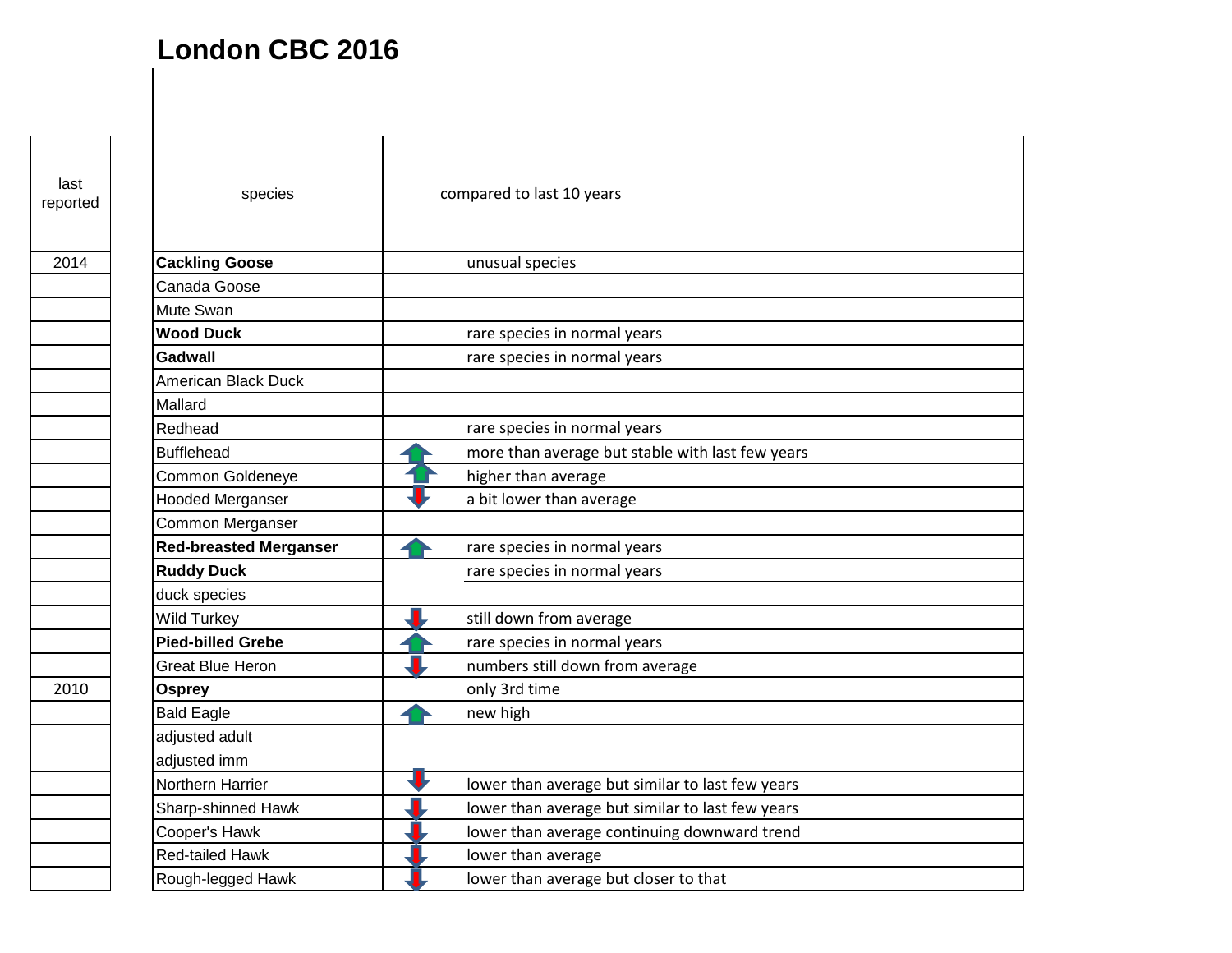# London CBC 2016

| last reported | species | | compared to last 10 years |
|---|---|---|---|
| 2014 | **Cackling Goose** | | unusual species |
| | Canada Goose | | |
| | Mute Swan | | |
| | **Wood Duck** | | rare species in normal years |
| | **Gadwall** | | rare species in normal years |
| | American Black Duck | | |
| | Mallard | | |
| | Redhead | | rare species in normal years |
| | Bufflehead | ↑ | more than average but stable with last few years |
| | Common Goldeneye | ↑ | higher than average |
| | Hooded Merganser | ↓ | a bit lower than average |
| | Common Merganser | | |
| | **Red-breasted Merganser** | ↑ | rare species in normal years |
| | **Ruddy Duck** | | rare species in normal years |
| | duck species | | |
| | Wild Turkey | ↓ | still down from average |
| | **Pied-billed Grebe** | ↑ | rare species in normal years |
| | Great Blue Heron | ↓ | numbers still down from average |
| 2010 | **Osprey** | | only 3rd time |
| | Bald Eagle | ↑ | new high |
| | adjusted adult | | |
| | adjusted imm | | |
| | Northern Harrier | ↓ | lower than average but similar to last few years |
| | Sharp-shinned Hawk | ↓ | lower than average but similar to last few years |
| | Cooper's Hawk | ↓ | lower than average continuing downward trend |
| | Red-tailed Hawk | ↓ | lower than average |
| | Rough-legged Hawk | ↓ | lower than average but closer to that |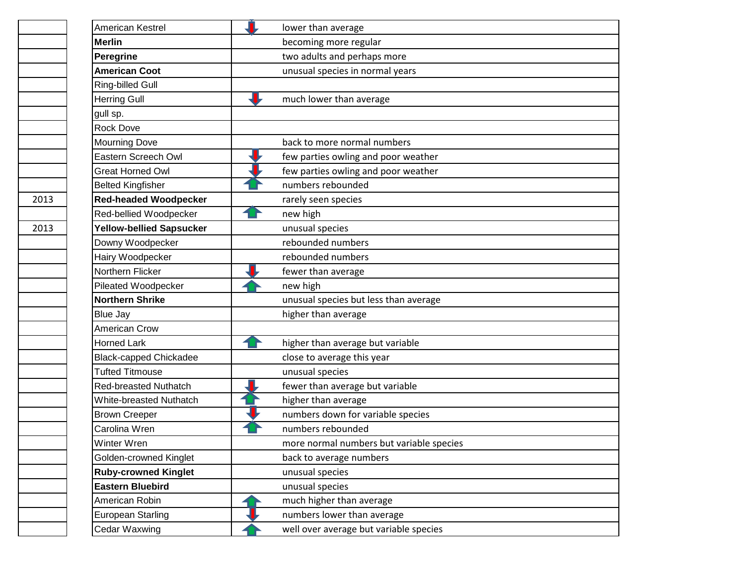| | | | |
|---|---|---|---|
| | American Kestrel | ↓ | lower than average |
| | **Merlin** | | becoming more regular |
| | **Peregrine** | | two adults and perhaps more |
| | **American Coot** | | unusual species in normal years |
| | Ring-billed Gull | | |
| | Herring Gull | ↓ | much lower than average |
| | gull sp. | | |
| | Rock Dove | | |
| | Mourning Dove | | back to more normal numbers |
| | Eastern Screech Owl | ↓ | few parties owling and poor weather |
| | Great Horned Owl | ↓ | few parties owling and poor weather |
| | Belted Kingfisher | ↑ | numbers rebounded |
| 2013 | **Red-headed Woodpecker** | | rarely seen species |
| | Red-bellied Woodpecker | ↑ | new high |
| 2013 | **Yellow-bellied Sapsucker** | | unusual species |
| | Downy Woodpecker | | rebounded numbers |
| | Hairy Woodpecker | | rebounded numbers |
| | Northern Flicker | ↓ | fewer than average |
| | Pileated Woodpecker | ↑ | new high |
| | **Northern Shrike** | | unusual species but less than average |
| | Blue Jay | | higher than average |
| | American Crow | | |
| | Horned Lark | ↑ | higher than average but variable |
| | Black-capped Chickadee | | close to average this year |
| | Tufted Titmouse | | unusual species |
| | Red-breasted Nuthatch | ↓ | fewer than average but variable |
| | White-breasted Nuthatch | ↑ | higher than average |
| | Brown Creeper | ↓ | numbers down for variable species |
| | Carolina Wren | ↑ | numbers rebounded |
| | Winter Wren | | more normal numbers but variable species |
| | Golden-crowned Kinglet | | back to average numbers |
| | **Ruby-crowned Kinglet** | | unusual species |
| | **Eastern Bluebird** | | unusual species |
| | American Robin | ↑ | much higher than average |
| | European Starling | ↓ | numbers lower than average |
| | Cedar Waxwing | ↑ | well over average but variable species |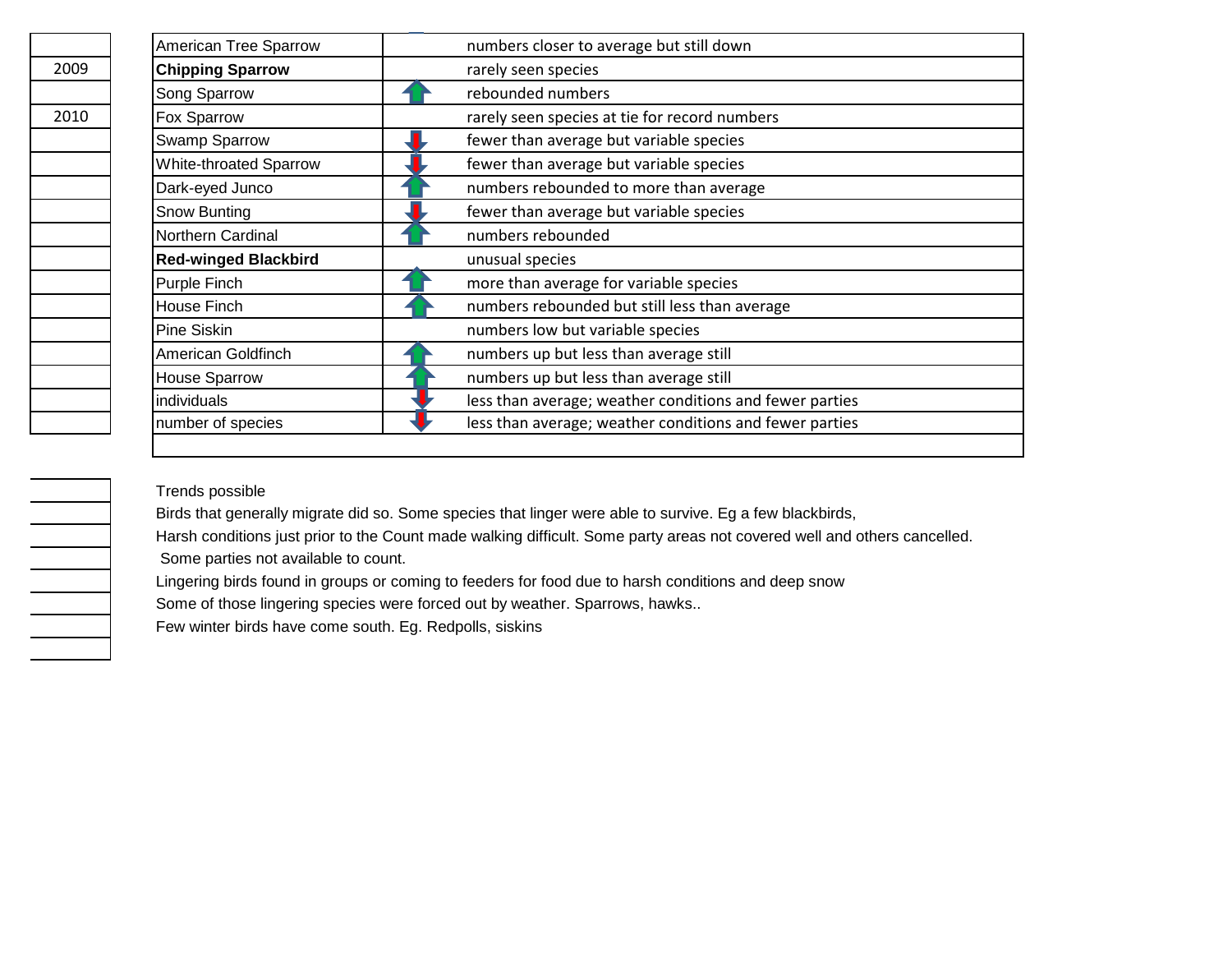| | | | |
|---|---|---|---|
| | American Tree Sparrow | | numbers closer to average but still down |
| 2009 | **Chipping Sparrow** | | rarely seen species |
| | Song Sparrow | ↑ | rebounded numbers |
| 2010 | Fox Sparrow | | rarely seen species at tie for record numbers |
| | Swamp Sparrow | ↓ | fewer than average but variable species |
| | White-throated Sparrow | ↓ | fewer than average but variable species |
| | Dark-eyed Junco | ↑ | numbers rebounded to more than average |
| | Snow Bunting | ↓ | fewer than average but variable species |
| | Northern Cardinal | ↑ | numbers rebounded |
| | **Red-winged Blackbird** | | unusual species |
| | Purple Finch | ↑ | more than average for variable species |
| | House Finch | ↑ | numbers rebounded but still less than average |
| | Pine Siskin | | numbers low but variable species |
| | American Goldfinch | ↑ | numbers up but less than average still |
| | House Sparrow | ↑ | numbers up but less than average still |
| | individuals | ↓ | less than average; weather conditions and fewer parties |
| | number of species | ↓ | less than average; weather conditions and fewer parties |

Trends possible

Birds that generally migrate did so. Some species that linger were able to survive. Eg a few blackbirds,

Harsh conditions just prior to the Count made walking difficult. Some party areas not covered well and others cancelled.

Some parties not available to count.

Lingering birds found in groups or coming to feeders for food due to harsh conditions and deep snow

Some of those lingering species were forced out by weather. Sparrows, hawks..

Few winter birds have come south. Eg. Redpolls, siskins